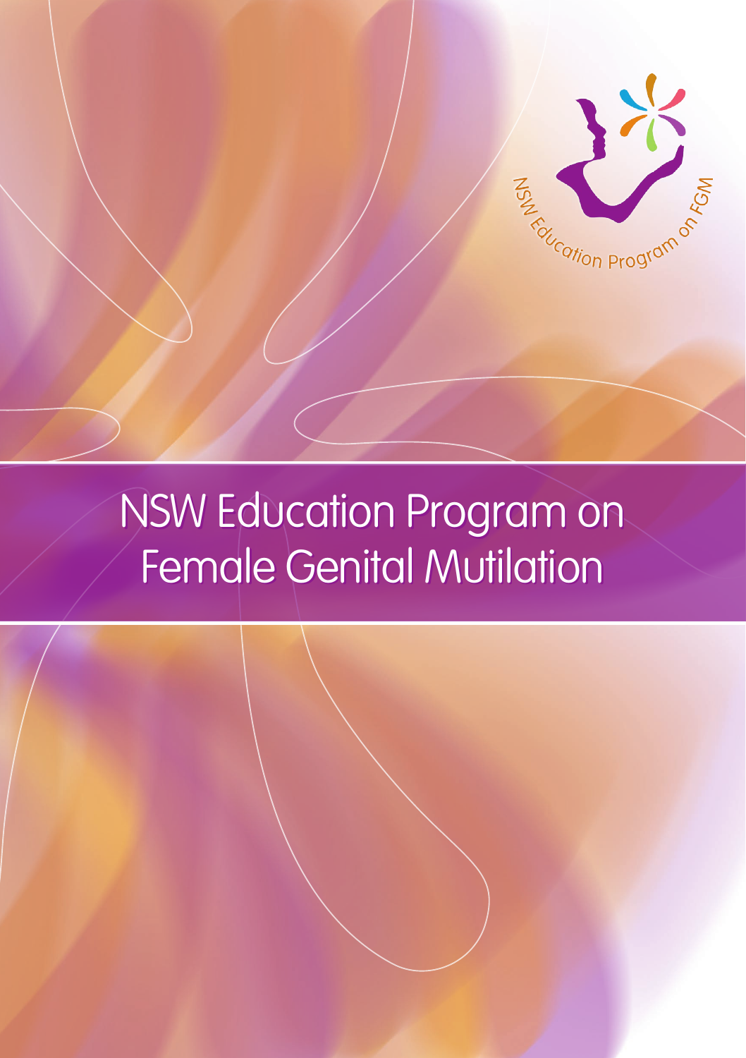NSW Education Program on FGM

# NSW Education Program on Female Genital Mutilation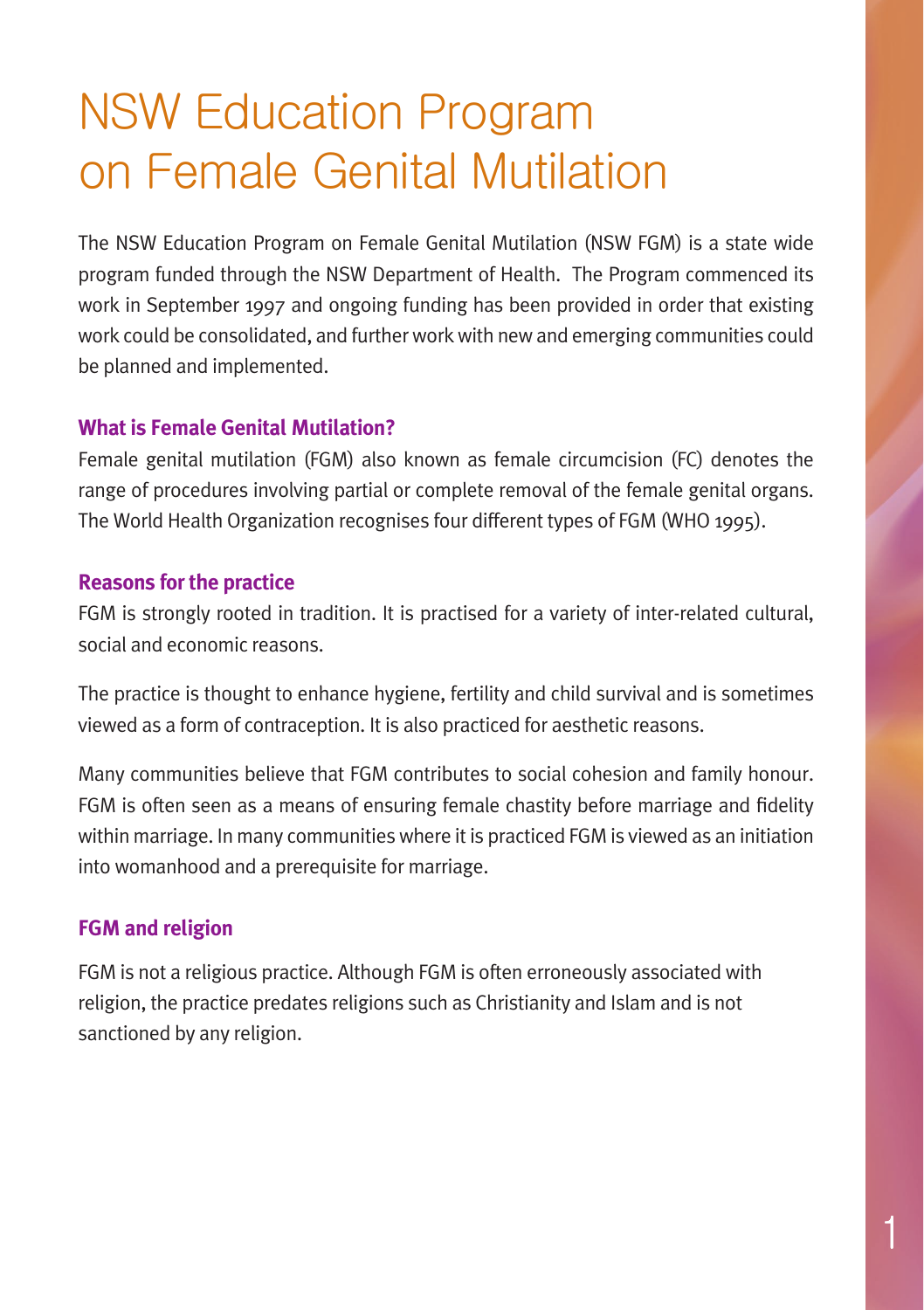# NSW Education Program on Female Genital Mutilation

The NSW Education Program on Female Genital Mutilation (NSW FGM) is a state wide program funded through the NSW Department of Health. The Program commenced its work in September 1997 and ongoing funding has been provided in order that existing work could be consolidated, and further work with new and emerging communities could be planned and implemented.

### What is Female Genital Mutilation?

Female genital mutilation (FGM) also known as female circumcision (FC) denotes the range of procedures involving partial or complete removal of the female genital organs. The World Health Organization recognises four different types of FGM (WHO 1995).

### Reasons for the practice

FGM is strongly rooted in tradition. It is practised for a variety of inter-related cultural, social and economic reasons.

The practice is thought to enhance hygiene, fertility and child survival and is sometimes viewed as a form of contraception. It is also practiced for aesthetic reasons.

Many communities believe that FGM contributes to social cohesion and family honour. FGM is often seen as a means of ensuring female chastity before marriage and fidelity within marriage. In many communities where it is practiced FGM is viewed as an initiation into womanhood and a prerequisite for marriage.

### FGM and religion

FGM is not a religious practice. Although FGM is often erroneously associated with religion, the practice predates religions such as Christianity and Islam and is not sanctioned by any religion.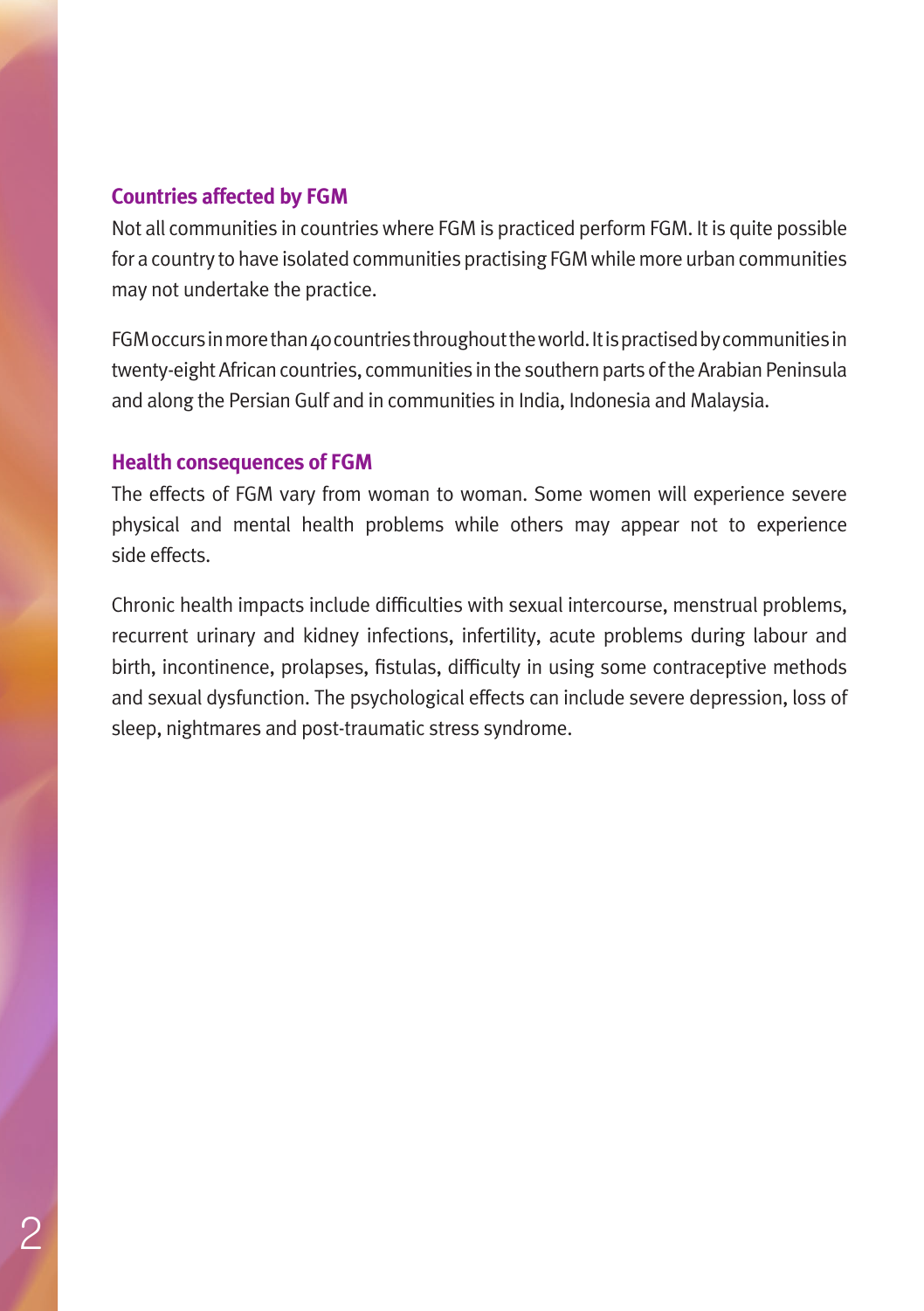## Countries affected by FGM

Not all communities in countries where FGM is practiced perform FGM. It is quite possible for a country to have isolated communities practising FGM while more urban communities may not undertake the practice.

FGM occurs in more than 40 countries throughout the world. It is practised by communities in twenty-eight African countries, communities in the southern parts of the Arabian Peninsula and along the Persian Gulf and in communities in India, Indonesia and Malaysia.

## Health consequences of FGM

The effects of FGM vary from woman to woman. Some women will experience severe physical and mental health problems while others may appear not to experience side effects.

Chronic health impacts include difficulties with sexual intercourse, menstrual problems, recurrent urinary and kidney infections, infertility, acute problems during labour and birth, incontinence, prolapses, fistulas, difficulty in using some contraceptive methods and sexual dysfunction. The psychological effects can include severe depression, loss of sleep, nightmares and post-traumatic stress syndrome.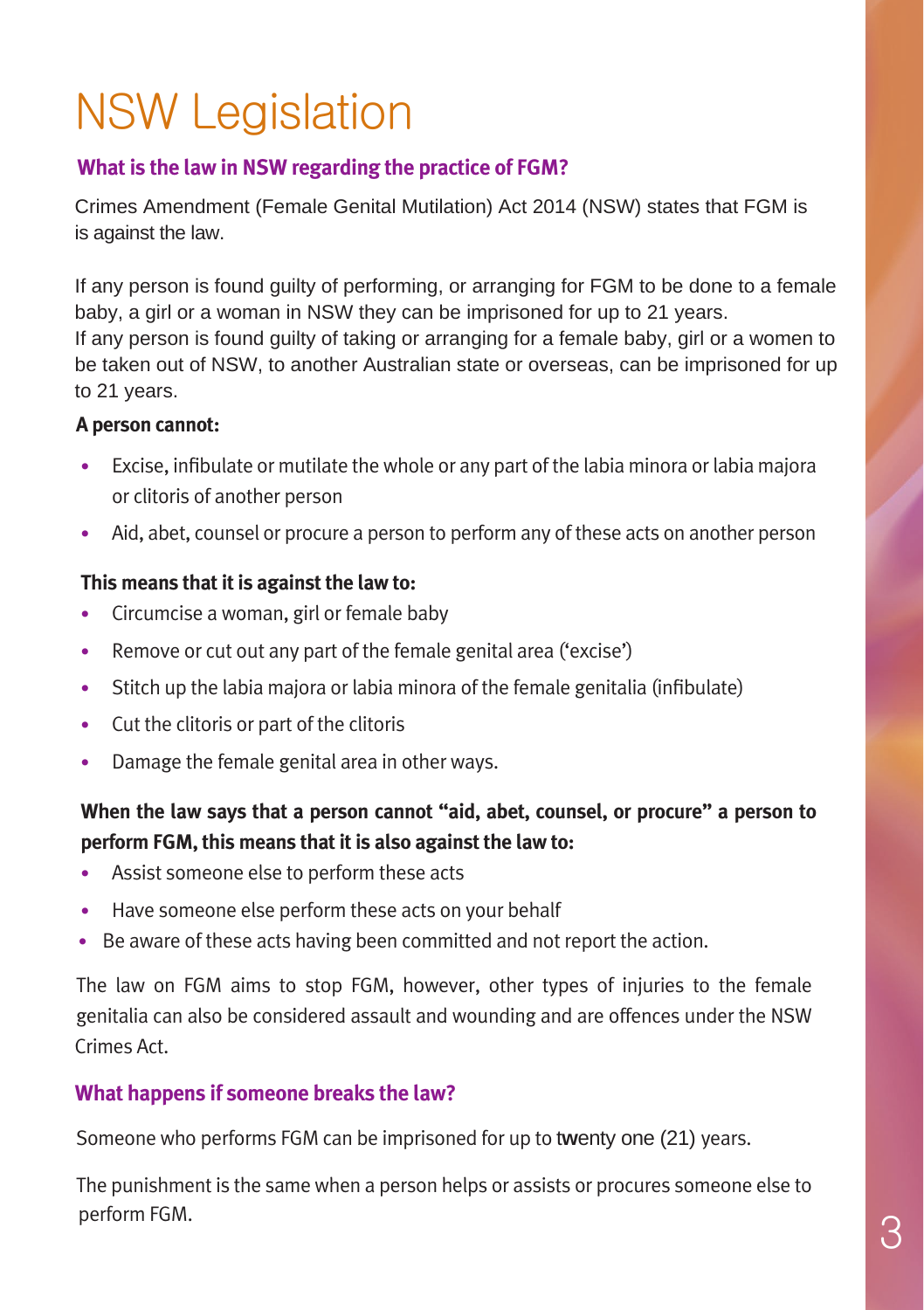# NSW Legislation

### What is the law in NSW regarding the practice of FGM?

Crimes Amendment (Female Genital Mutilation) Act 2014 (NSW) states that FGM is is against the law.

If any person is found guilty of performing, or arranging for FGM to be done to a female baby, a girl or a woman in NSW they can be imprisoned for up to 21 years.
If any person is found guilty of taking or arranging for a female baby, girl or a women to be taken out of NSW, to another Australian state or overseas, can be imprisoned for up to 21 years.

**A person cannot:**

- Excise, infibulate or mutilate the whole or any part of the labia minora or labia majora or clitoris of another person
- Aid, abet, counsel or procure a person to perform any of these acts on another person

**This means that it is against the law to:**

- Circumcise a woman, girl or female baby
- Remove or cut out any part of the female genital area ('excise')
- Stitch up the labia majora or labia minora of the female genitalia (infibulate)
- Cut the clitoris or part of the clitoris
- Damage the female genital area in other ways.

**When the law says that a person cannot "aid, abet, counsel, or procure" a person to perform FGM, this means that it is also against the law to:**

- Assist someone else to perform these acts
- Have someone else perform these acts on your behalf
- Be aware of these acts having been committed and not report the action.

The law on FGM aims to stop FGM, however, other types of injuries to the female genitalia can also be considered assault and wounding and are offences under the NSW Crimes Act.

### What happens if someone breaks the law?

Someone who performs FGM can be imprisoned for up to twenty one (21) years.

The punishment is the same when a person helps or assists or procures someone else to perform FGM.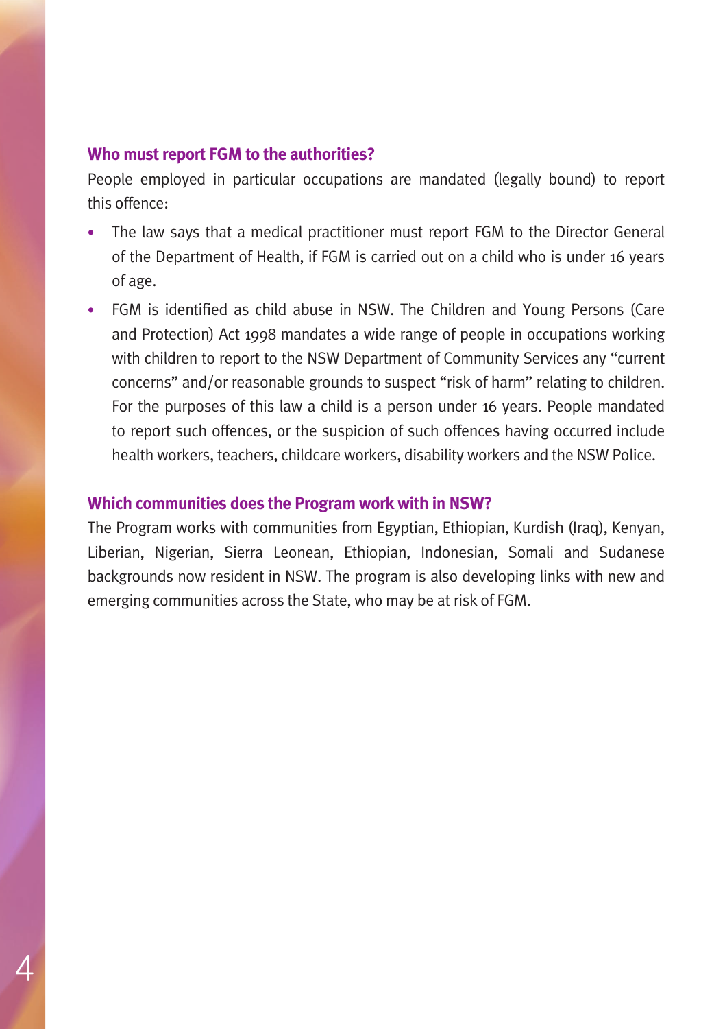### Who must report FGM to the authorities?

People employed in particular occupations are mandated (legally bound) to report this offence:

- The law says that a medical practitioner must report FGM to the Director General of the Department of Health, if FGM is carried out on a child who is under 16 years of age.
- FGM is identified as child abuse in NSW. The Children and Young Persons (Care and Protection) Act 1998 mandates a wide range of people in occupations working with children to report to the NSW Department of Community Services any "current concerns" and/or reasonable grounds to suspect "risk of harm" relating to children. For the purposes of this law a child is a person under 16 years. People mandated to report such offences, or the suspicion of such offences having occurred include health workers, teachers, childcare workers, disability workers and the NSW Police.

### Which communities does the Program work with in NSW?

The Program works with communities from Egyptian, Ethiopian, Kurdish (Iraq), Kenyan, Liberian, Nigerian, Sierra Leonean, Ethiopian, Indonesian, Somali and Sudanese backgrounds now resident in NSW. The program is also developing links with new and emerging communities across the State, who may be at risk of FGM.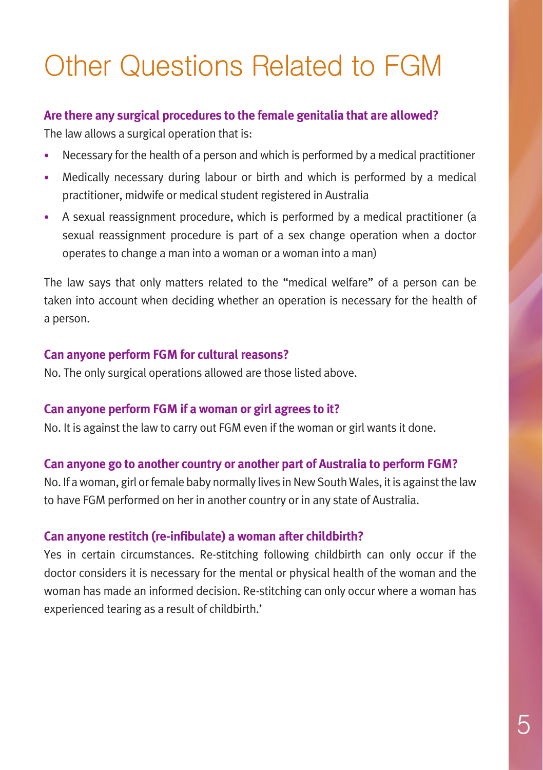# Other Questions Related to FGM

**Are there any surgical procedures to the female genitalia that are allowed?**

The law allows a surgical operation that is:

- Necessary for the health of a person and which is performed by a medical practitioner
- Medically necessary during labour or birth and which is performed by a medical practitioner, midwife or medical student registered in Australia
- A sexual reassignment procedure, which is performed by a medical practitioner (a sexual reassignment procedure is part of a sex change operation when a doctor operates to change a man into a woman or a woman into a man)

The law says that only matters related to the "medical welfare" of a person can be taken into account when deciding whether an operation is necessary for the health of a person.

**Can anyone perform FGM for cultural reasons?**

No. The only surgical operations allowed are those listed above.

**Can anyone perform FGM if a woman or girl agrees to it?**

No. It is against the law to carry out FGM even if the woman or girl wants it done.

**Can anyone go to another country or another part of Australia to perform FGM?**

No. If a woman, girl or female baby normally lives in New South Wales, it is against the law to have FGM performed on her in another country or in any state of Australia.

**Can anyone restitch (re-infibulate) a woman after childbirth?**

Yes in certain circumstances. Re-stitching following childbirth can only occur if the doctor considers it is necessary for the mental or physical health of the woman and the woman has made an informed decision. Re-stitching can only occur where a woman has experienced tearing as a result of childbirth.'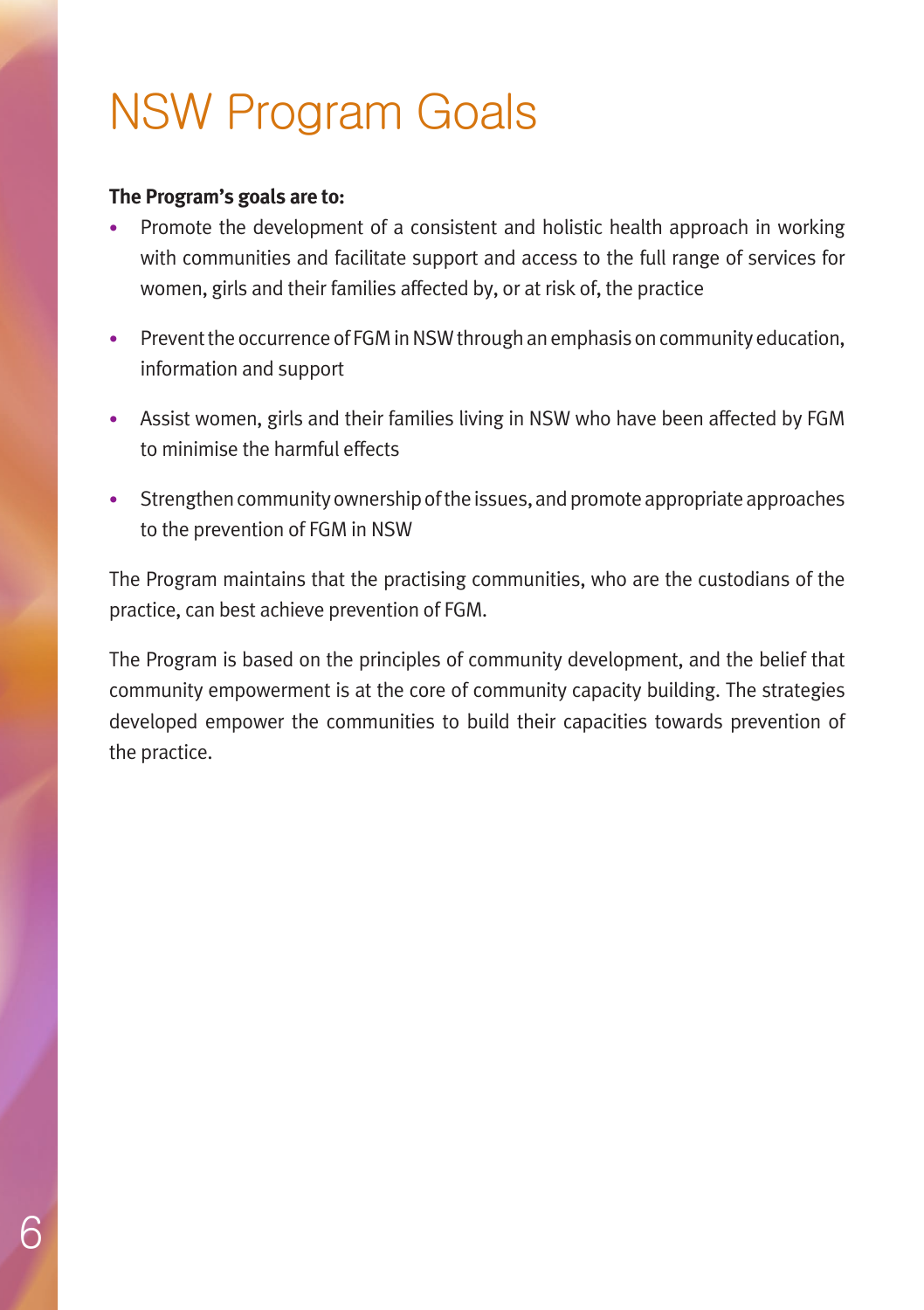# NSW Program Goals

**The Program's goals are to:**

- Promote the development of a consistent and holistic health approach in working with communities and facilitate support and access to the full range of services for women, girls and their families affected by, or at risk of, the practice
- Prevent the occurrence of FGM in NSW through an emphasis on community education, information and support
- Assist women, girls and their families living in NSW who have been affected by FGM to minimise the harmful effects
- Strengthen community ownership of the issues, and promote appropriate approaches to the prevention of FGM in NSW

The Program maintains that the practising communities, who are the custodians of the practice, can best achieve prevention of FGM.

The Program is based on the principles of community development, and the belief that community empowerment is at the core of community capacity building. The strategies developed empower the communities to build their capacities towards prevention of the practice.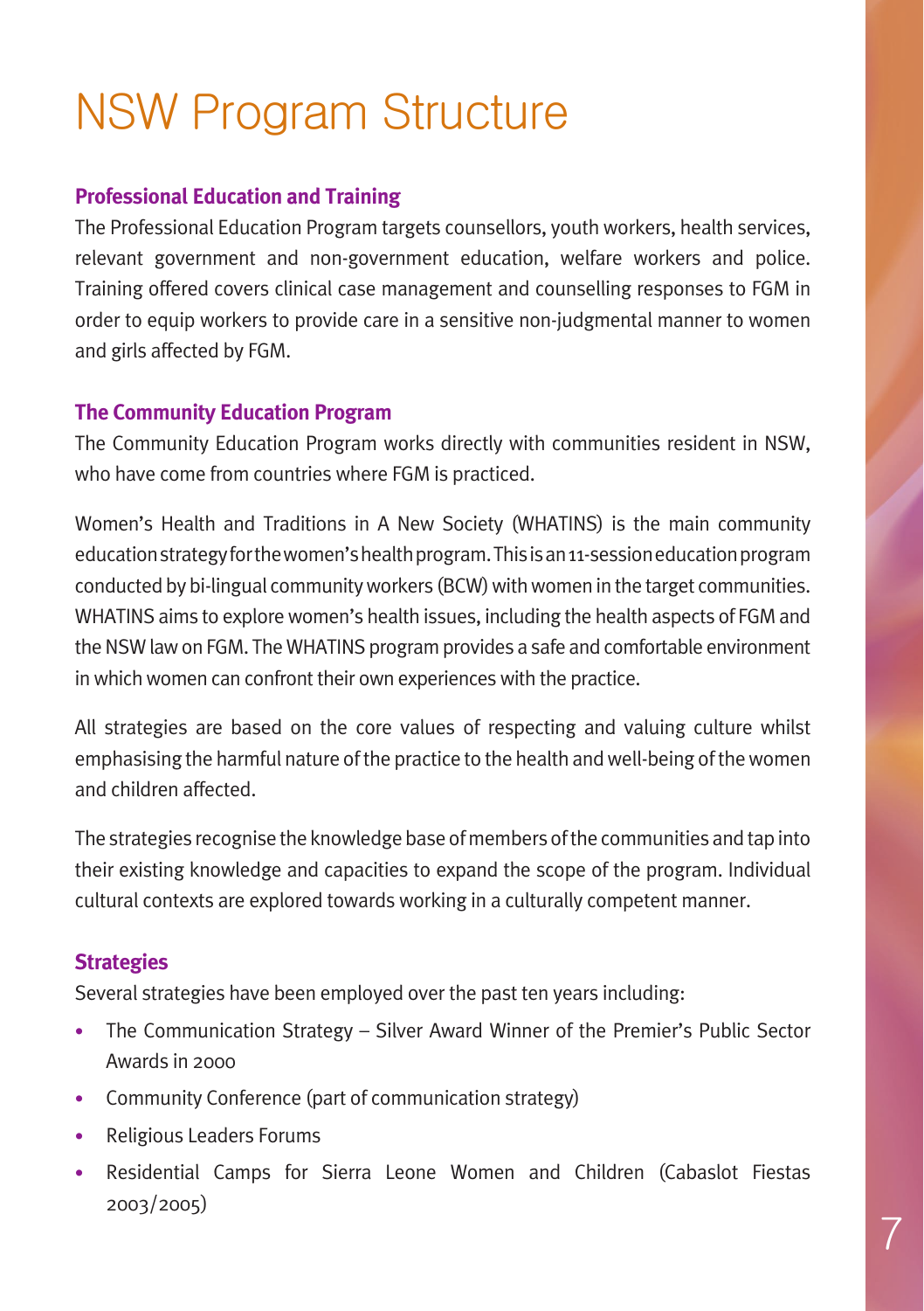# NSW Program Structure

### Professional Education and Training

The Professional Education Program targets counsellors, youth workers, health services, relevant government and non-government education, welfare workers and police. Training offered covers clinical case management and counselling responses to FGM in order to equip workers to provide care in a sensitive non-judgmental manner to women and girls affected by FGM.

### The Community Education Program

The Community Education Program works directly with communities resident in NSW, who have come from countries where FGM is practiced.

Women's Health and Traditions in A New Society (WHATINS) is the main community education strategy for the women's health program. This is an 11-session education program conducted by bi-lingual community workers (BCW) with women in the target communities. WHATINS aims to explore women's health issues, including the health aspects of FGM and the NSW law on FGM. The WHATINS program provides a safe and comfortable environment in which women can confront their own experiences with the practice.

All strategies are based on the core values of respecting and valuing culture whilst emphasising the harmful nature of the practice to the health and well-being of the women and children affected.

The strategies recognise the knowledge base of members of the communities and tap into their existing knowledge and capacities to expand the scope of the program. Individual cultural contexts are explored towards working in a culturally competent manner.

### Strategies

Several strategies have been employed over the past ten years including:

- The Communication Strategy – Silver Award Winner of the Premier's Public Sector Awards in 2000
- Community Conference (part of communication strategy)
- Religious Leaders Forums
- Residential Camps for Sierra Leone Women and Children (Cabaslot Fiestas 2003/2005)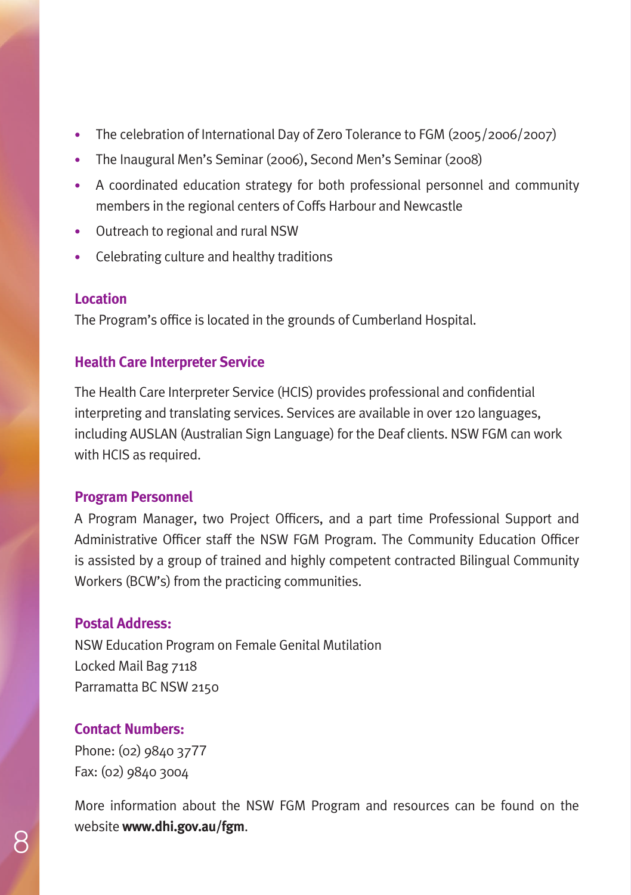- The celebration of International Day of Zero Tolerance to FGM (2005/2006/2007)
- The Inaugural Men's Seminar (2006), Second Men's Seminar (2008)
- A coordinated education strategy for both professional personnel and community members in the regional centers of Coffs Harbour and Newcastle
- Outreach to regional and rural NSW
- Celebrating culture and healthy traditions

### Location

The Program's office is located in the grounds of Cumberland Hospital.

### Health Care Interpreter Service

The Health Care Interpreter Service (HCIS) provides professional and confidential interpreting and translating services. Services are available in over 120 languages, including AUSLAN (Australian Sign Language) for the Deaf clients. NSW FGM can work with HCIS as required.

### Program Personnel

A Program Manager, two Project Officers, and a part time Professional Support and Administrative Officer staff the NSW FGM Program. The Community Education Officer is assisted by a group of trained and highly competent contracted Bilingual Community Workers (BCW's) from the practicing communities.

### Postal Address:

NSW Education Program on Female Genital Mutilation
Locked Mail Bag 7118
Parramatta BC NSW 2150

### Contact Numbers:

Phone: (02) 9840 3777
Fax: (02) 9840 3004

More information about the NSW FGM Program and resources can be found on the website **www.dhi.gov.au/fgm**.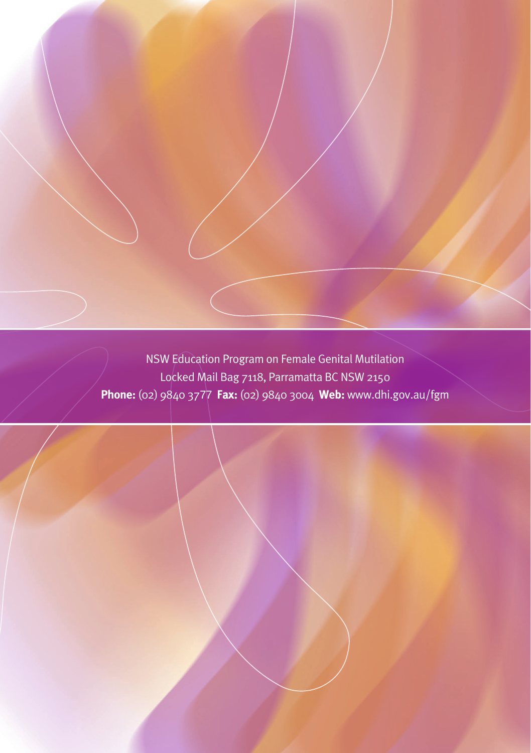NSW Education Program on Female Genital Mutilation
Locked Mail Bag 7118, Parramatta BC NSW 2150
**Phone:** (02) 9840 3777 **Fax:** (02) 9840 3004 **Web:** www.dhi.gov.au/fgm